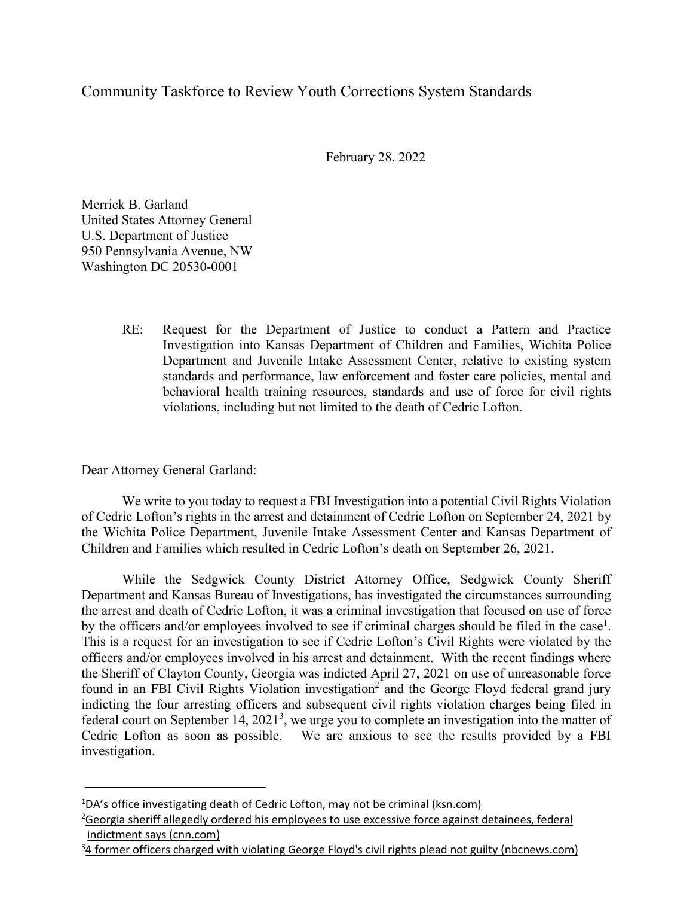# Community Taskforce to Review Youth Corrections System Standards

February 28, 2022

Merrick B. Garland
United States Attorney General
U.S. Department of Justice
950 Pennsylvania Avenue, NW
Washington DC 20530-0001

RE: Request for the Department of Justice to conduct a Pattern and Practice Investigation into Kansas Department of Children and Families, Wichita Police Department and Juvenile Intake Assessment Center, relative to existing system standards and performance, law enforcement and foster care policies, mental and behavioral health training resources, standards and use of force for civil rights violations, including but not limited to the death of Cedric Lofton.

Dear Attorney General Garland:

We write to you today to request a FBI Investigation into a potential Civil Rights Violation of Cedric Lofton's rights in the arrest and detainment of Cedric Lofton on September 24, 2021 by the Wichita Police Department, Juvenile Intake Assessment Center and Kansas Department of Children and Families which resulted in Cedric Lofton's death on September 26, 2021.

While the Sedgwick County District Attorney Office, Sedgwick County Sheriff Department and Kansas Bureau of Investigations, has investigated the circumstances surrounding the arrest and death of Cedric Lofton, it was a criminal investigation that focused on use of force by the officers and/or employees involved to see if criminal charges should be filed in the case[1]. This is a request for an investigation to see if Cedric Lofton's Civil Rights were violated by the officers and/or employees involved in his arrest and detainment. With the recent findings where the Sheriff of Clayton County, Georgia was indicted April 27, 2021 on use of unreasonable force found in an FBI Civil Rights Violation investigation[2] and the George Floyd federal grand jury indicting the four arresting officers and subsequent civil rights violation charges being filed in federal court on September 14, 2021[3], we urge you to complete an investigation into the matter of Cedric Lofton as soon as possible. We are anxious to see the results provided by a FBI investigation.

---

[1] DA's office investigating death of Cedric Lofton, may not be criminal (ksn.com)

[2] Georgia sheriff allegedly ordered his employees to use excessive force against detainees, federal indictment says (cnn.com)

[3] 4 former officers charged with violating George Floyd's civil rights plead not guilty (nbcnews.com)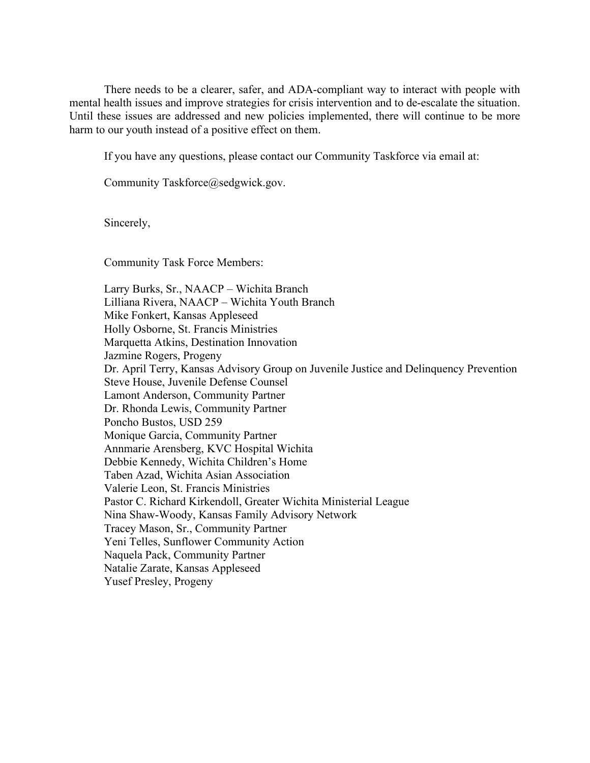There needs to be a clearer, safer, and ADA-compliant way to interact with people with mental health issues and improve strategies for crisis intervention and to de-escalate the situation. Until these issues are addressed and new policies implemented, there will continue to be more harm to our youth instead of a positive effect on them.

If you have any questions, please contact our Community Taskforce via email at:

Community Taskforce@sedgwick.gov.

Sincerely,

Community Task Force Members:

Larry Burks, Sr., NAACP – Wichita Branch
Lilliana Rivera, NAACP – Wichita Youth Branch
Mike Fonkert, Kansas Appleseed
Holly Osborne, St. Francis Ministries
Marquetta Atkins, Destination Innovation
Jazmine Rogers, Progeny
Dr. April Terry, Kansas Advisory Group on Juvenile Justice and Delinquency Prevention
Steve House, Juvenile Defense Counsel
Lamont Anderson, Community Partner
Dr. Rhonda Lewis, Community Partner
Poncho Bustos, USD 259
Monique Garcia, Community Partner
Annmarie Arensberg, KVC Hospital Wichita
Debbie Kennedy, Wichita Children's Home
Taben Azad, Wichita Asian Association
Valerie Leon, St. Francis Ministries
Pastor C. Richard Kirkendoll, Greater Wichita Ministerial League
Nina Shaw-Woody, Kansas Family Advisory Network
Tracey Mason, Sr., Community Partner
Yeni Telles, Sunflower Community Action
Naquela Pack, Community Partner
Natalie Zarate, Kansas Appleseed
Yusef Presley, Progeny